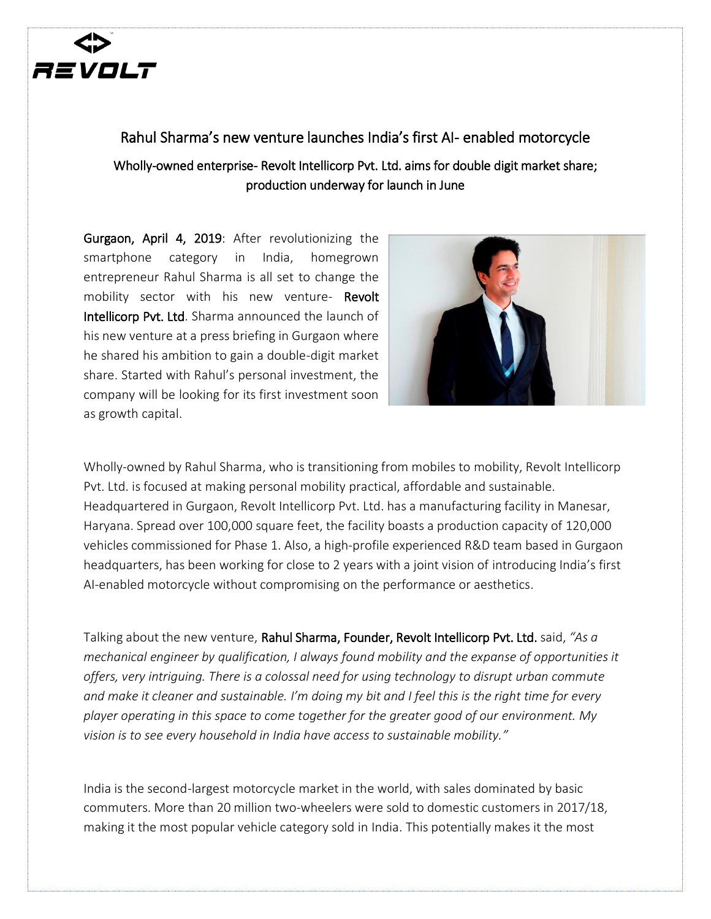# Rahul Sharma's new venture launches India's first AI- enabled motorcycle

## Wholly-owned enterprise- Revolt Intellicorp Pvt. Ltd. aims for double digit market share; production underway for launch in June

**Gurgaon, April 4, 2019**: After revolutionizing the smartphone category in India, homegrown entrepreneur Rahul Sharma is all set to change the mobility sector with his new venture- **Revolt Intellicorp Pvt. Ltd**. Sharma announced the launch of his new venture at a press briefing in Gurgaon where he shared his ambition to gain a double-digit market share. Started with Rahul's personal investment, the company will be looking for its first investment soon as growth capital.

Wholly-owned by Rahul Sharma, who is transitioning from mobiles to mobility, Revolt Intellicorp Pvt. Ltd. is focused at making personal mobility practical, affordable and sustainable. Headquartered in Gurgaon, Revolt Intellicorp Pvt. Ltd. has a manufacturing facility in Manesar, Haryana. Spread over 100,000 square feet, the facility boasts a production capacity of 120,000 vehicles commissioned for Phase 1. Also, a high-profile experienced R&D team based in Gurgaon headquarters, has been working for close to 2 years with a joint vision of introducing India's first AI-enabled motorcycle without compromising on the performance or aesthetics.

Talking about the new venture, **Rahul Sharma, Founder, Revolt Intellicorp Pvt. Ltd.** said, *"As a mechanical engineer by qualification, I always found mobility and the expanse of opportunities it offers, very intriguing. There is a colossal need for using technology to disrupt urban commute and make it cleaner and sustainable. I'm doing my bit and I feel this is the right time for every player operating in this space to come together for the greater good of our environment. My vision is to see every household in India have access to sustainable mobility."*

India is the second-largest motorcycle market in the world, with sales dominated by basic commuters. More than 20 million two-wheelers were sold to domestic customers in 2017/18, making it the most popular vehicle category sold in India. This potentially makes it the most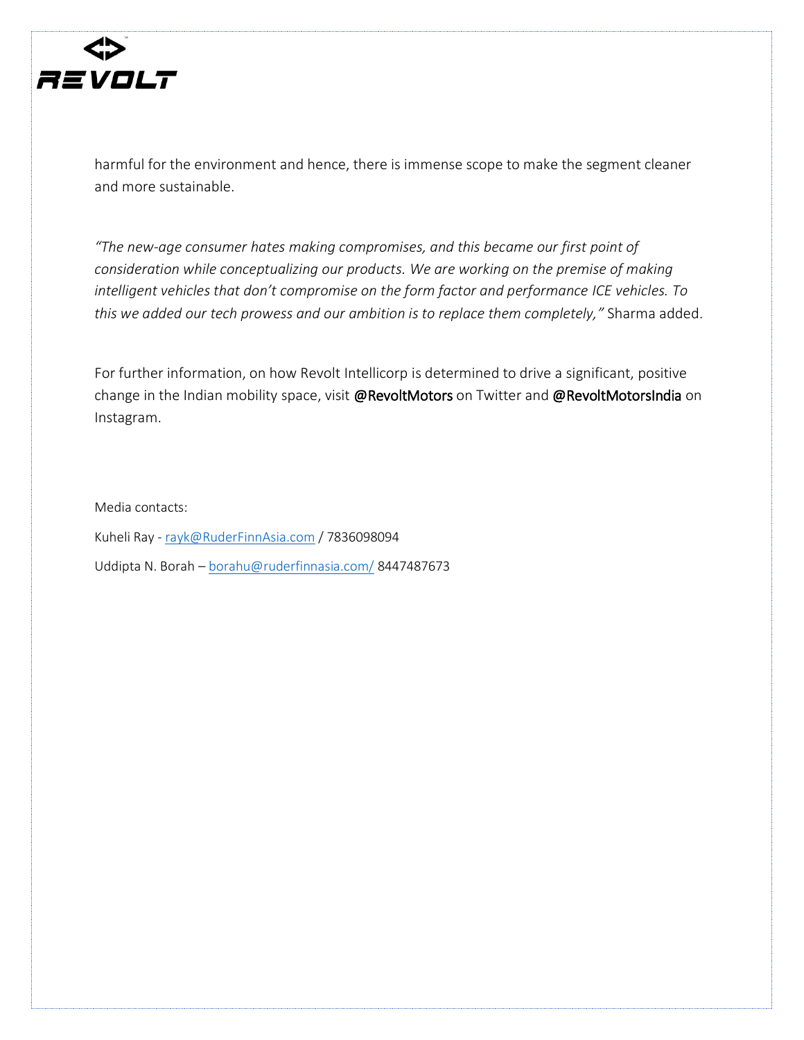harmful for the environment and hence, there is immense scope to make the segment cleaner and more sustainable.

*"The new-age consumer hates making compromises, and this became our first point of consideration while conceptualizing our products. We are working on the premise of making intelligent vehicles that don't compromise on the form factor and performance ICE vehicles. To this we added our tech prowess and our ambition is to replace them completely,"* Sharma added.

For further information, on how Revolt Intellicorp is determined to drive a significant, positive change in the Indian mobility space, visit @RevoltMotors on Twitter and @RevoltMotorsIndia on Instagram.

Media contacts:

Kuheli Ray - rayk@RuderFinnAsia.com / 7836098094

Uddipta N. Borah – borahu@ruderfinnasia.com/ 8447487673